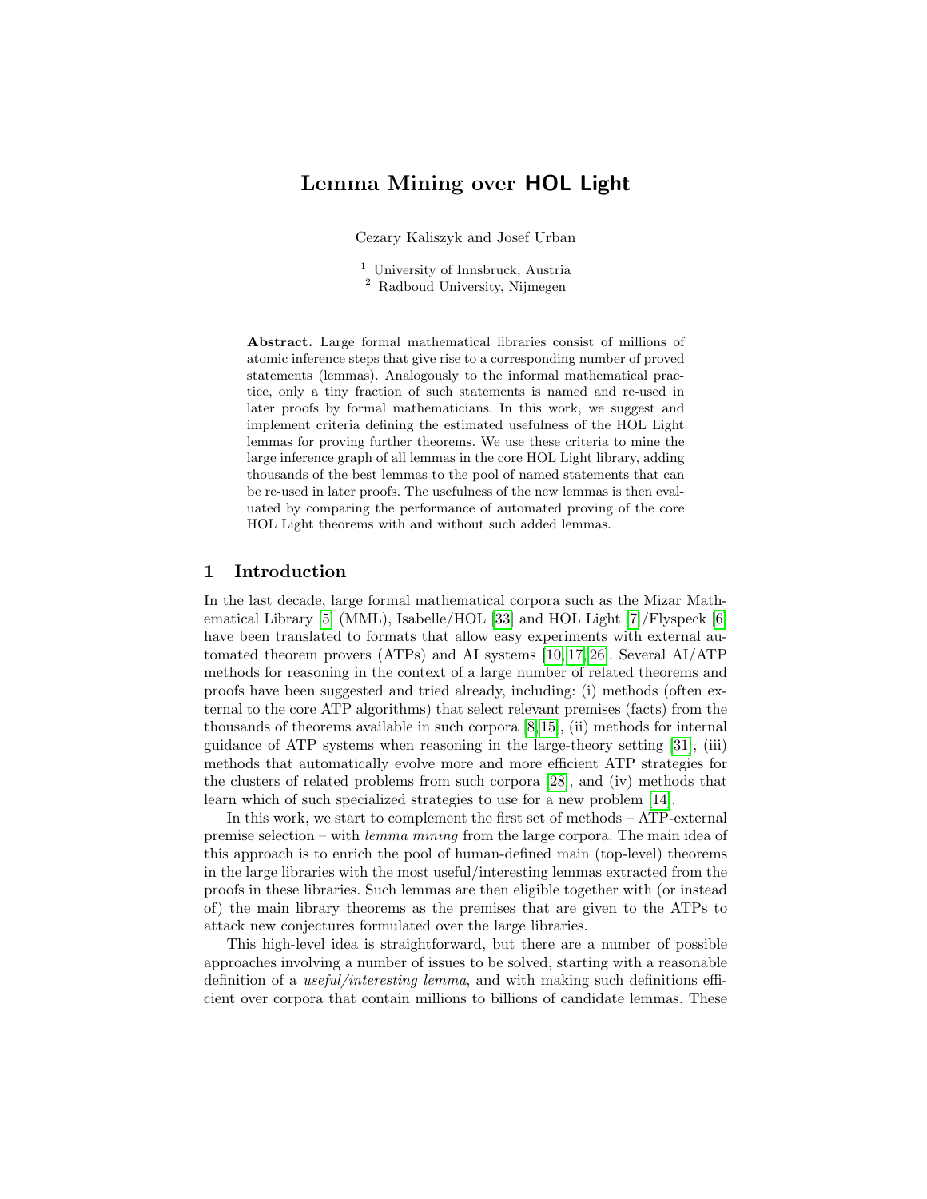# Lemma Mining over HOL Light

Cezary Kaliszyk and Josef Urban

[1] University of Innsbruck, Austria
[2] Radboud University, Nijmegen

**Abstract.** Large formal mathematical libraries consist of millions of atomic inference steps that give rise to a corresponding number of proved statements (lemmas). Analogously to the informal mathematical practice, only a tiny fraction of such statements is named and re-used in later proofs by formal mathematicians. In this work, we suggest and implement criteria defining the estimated usefulness of the HOL Light lemmas for proving further theorems. We use these criteria to mine the large inference graph of all lemmas in the core HOL Light library, adding thousands of the best lemmas to the pool of named statements that can be re-used in later proofs. The usefulness of the new lemmas is then evaluated by comparing the performance of automated proving of the core HOL Light theorems with and without such added lemmas.

## 1 Introduction

In the last decade, large formal mathematical corpora such as the Mizar Mathematical Library [5] (MML), Isabelle/HOL [33] and HOL Light [7]/Flyspeck [6] have been translated to formats that allow easy experiments with external automated theorem provers (ATPs) and AI systems [10,17,26]. Several AI/ATP methods for reasoning in the context of a large number of related theorems and proofs have been suggested and tried already, including: (i) methods (often external to the core ATP algorithms) that select relevant premises (facts) from the thousands of theorems available in such corpora [8,15], (ii) methods for internal guidance of ATP systems when reasoning in the large-theory setting [31], (iii) methods that automatically evolve more and more efficient ATP strategies for the clusters of related problems from such corpora [28], and (iv) methods that learn which of such specialized strategies to use for a new problem [14].

In this work, we start to complement the first set of methods – ATP-external premise selection – with *lemma mining* from the large corpora. The main idea of this approach is to enrich the pool of human-defined main (top-level) theorems in the large libraries with the most useful/interesting lemmas extracted from the proofs in these libraries. Such lemmas are then eligible together with (or instead of) the main library theorems as the premises that are given to the ATPs to attack new conjectures formulated over the large libraries.

This high-level idea is straightforward, but there are a number of possible approaches involving a number of issues to be solved, starting with a reasonable definition of a *useful/interesting lemma*, and with making such definitions efficient over corpora that contain millions to billions of candidate lemmas. These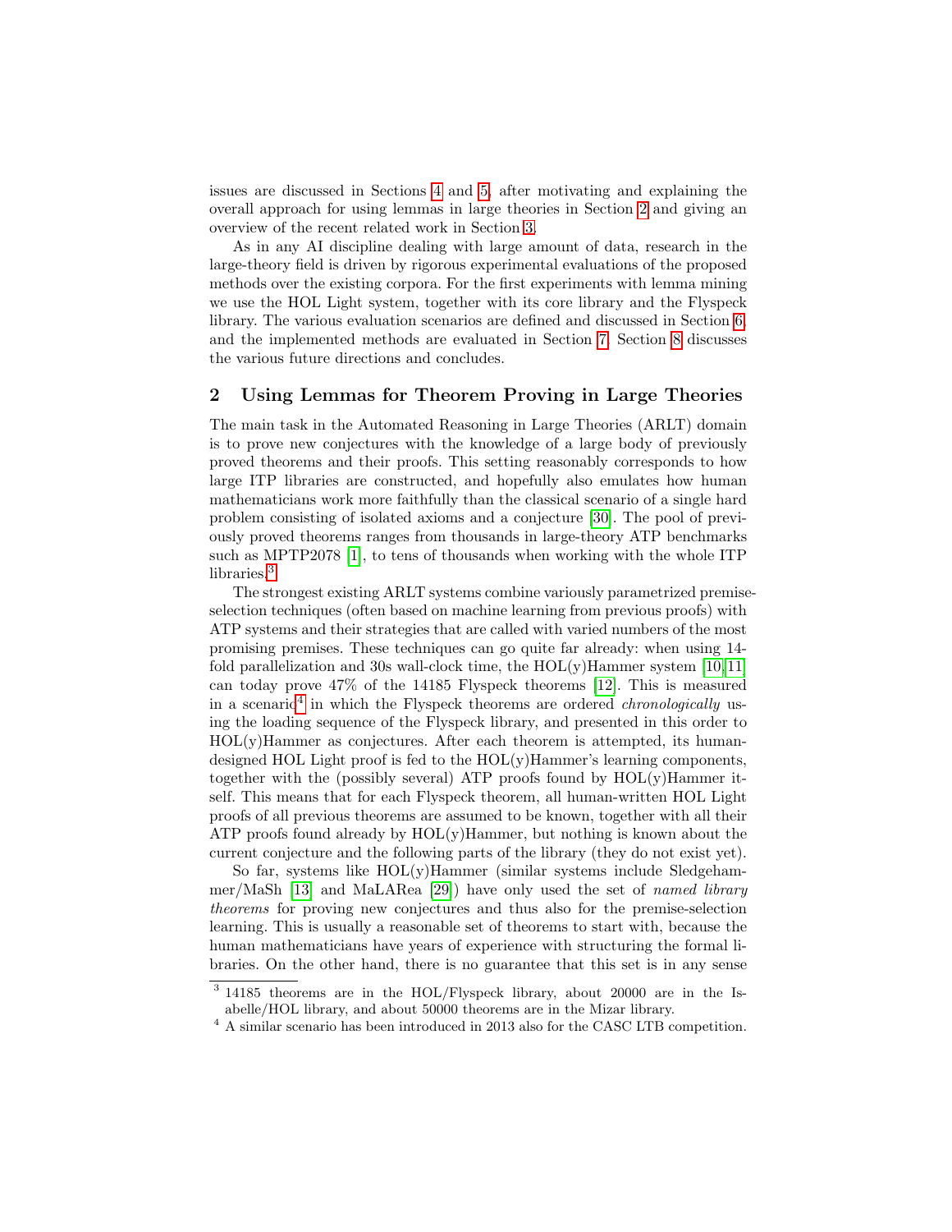issues are discussed in Sections 4 and 5, after motivating and explaining the overall approach for using lemmas in large theories in Section 2 and giving an overview of the recent related work in Section 3.

As in any AI discipline dealing with large amount of data, research in the large-theory field is driven by rigorous experimental evaluations of the proposed methods over the existing corpora. For the first experiments with lemma mining we use the HOL Light system, together with its core library and the Flyspeck library. The various evaluation scenarios are defined and discussed in Section 6, and the implemented methods are evaluated in Section 7. Section 8 discusses the various future directions and concludes.

## 2 Using Lemmas for Theorem Proving in Large Theories

The main task in the Automated Reasoning in Large Theories (ARLT) domain is to prove new conjectures with the knowledge of a large body of previously proved theorems and their proofs. This setting reasonably corresponds to how large ITP libraries are constructed, and hopefully also emulates how human mathematicians work more faithfully than the classical scenario of a single hard problem consisting of isolated axioms and a conjecture [30]. The pool of previously proved theorems ranges from thousands in large-theory ATP benchmarks such as MPTP2078 [1], to tens of thousands when working with the whole ITP libraries.[3]

The strongest existing ARLT systems combine variously parametrized premise-selection techniques (often based on machine learning from previous proofs) with ATP systems and their strategies that are called with varied numbers of the most promising premises. These techniques can go quite far already: when using 14-fold parallelization and 30s wall-clock time, the HOL(y)Hammer system [10,11] can today prove 47% of the 14185 Flyspeck theorems [12]. This is measured in a scenario[4] in which the Flyspeck theorems are ordered *chronologically* using the loading sequence of the Flyspeck library, and presented in this order to HOL(y)Hammer as conjectures. After each theorem is attempted, its human-designed HOL Light proof is fed to the HOL(y)Hammer's learning components, together with the (possibly several) ATP proofs found by HOL(y)Hammer itself. This means that for each Flyspeck theorem, all human-written HOL Light proofs of all previous theorems are assumed to be known, together with all their ATP proofs found already by HOL(y)Hammer, but nothing is known about the current conjecture and the following parts of the library (they do not exist yet).

So far, systems like HOL(y)Hammer (similar systems include Sledgehammer/MaSh [13] and MaLARea [29]) have only used the set of *named library theorems* for proving new conjectures and thus also for the premise-selection learning. This is usually a reasonable set of theorems to start with, because the human mathematicians have years of experience with structuring the formal libraries. On the other hand, there is no guarantee that this set is in any sense

[3] 14185 theorems are in the HOL/Flyspeck library, about 20000 are in the Isabelle/HOL library, and about 50000 theorems are in the Mizar library.

[4] A similar scenario has been introduced in 2013 also for the CASC LTB competition.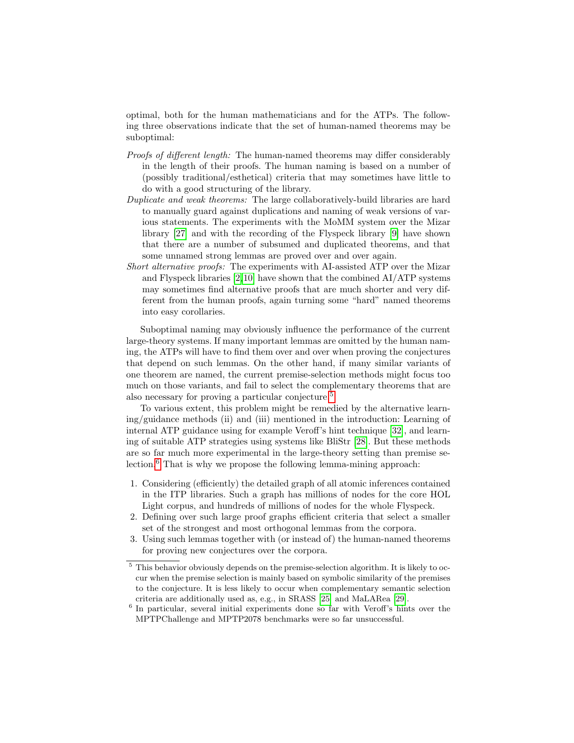optimal, both for the human mathematicians and for the ATPs. The following three observations indicate that the set of human-named theorems may be suboptimal:

*Proofs of different length:* The human-named theorems may differ considerably in the length of their proofs. The human naming is based on a number of (possibly traditional/esthetical) criteria that may sometimes have little to do with a good structuring of the library.

*Duplicate and weak theorems:* The large collaboratively-build libraries are hard to manually guard against duplications and naming of weak versions of various statements. The experiments with the MoMM system over the Mizar library [27] and with the recording of the Flyspeck library [9] have shown that there are a number of subsumed and duplicated theorems, and that some unnamed strong lemmas are proved over and over again.

*Short alternative proofs:* The experiments with AI-assisted ATP over the Mizar and Flyspeck libraries [2,10] have shown that the combined AI/ATP systems may sometimes find alternative proofs that are much shorter and very different from the human proofs, again turning some "hard" named theorems into easy corollaries.

Suboptimal naming may obviously influence the performance of the current large-theory systems. If many important lemmas are omitted by the human naming, the ATPs will have to find them over and over when proving the conjectures that depend on such lemmas. On the other hand, if many similar variants of one theorem are named, the current premise-selection methods might focus too much on those variants, and fail to select the complementary theorems that are also necessary for proving a particular conjecture.[5]

To various extent, this problem might be remedied by the alternative learning/guidance methods (ii) and (iii) mentioned in the introduction: Learning of internal ATP guidance using for example Veroff's hint technique [32], and learning of suitable ATP strategies using systems like BliStr [28]. But these methods are so far much more experimental in the large-theory setting than premise selection.[6] That is why we propose the following lemma-mining approach:

1. Considering (efficiently) the detailed graph of all atomic inferences contained in the ITP libraries. Such a graph has millions of nodes for the core HOL Light corpus, and hundreds of millions of nodes for the whole Flyspeck.
2. Defining over such large proof graphs efficient criteria that select a smaller set of the strongest and most orthogonal lemmas from the corpora.
3. Using such lemmas together with (or instead of) the human-named theorems for proving new conjectures over the corpora.

---

[5] This behavior obviously depends on the premise-selection algorithm. It is likely to occur when the premise selection is mainly based on symbolic similarity of the premises to the conjecture. It is less likely to occur when complementary semantic selection criteria are additionally used as, e.g., in SRASS [25] and MaLARea [29].

[6] In particular, several initial experiments done so far with Veroff's hints over the MPTPChallenge and MPTP2078 benchmarks were so far unsuccessful.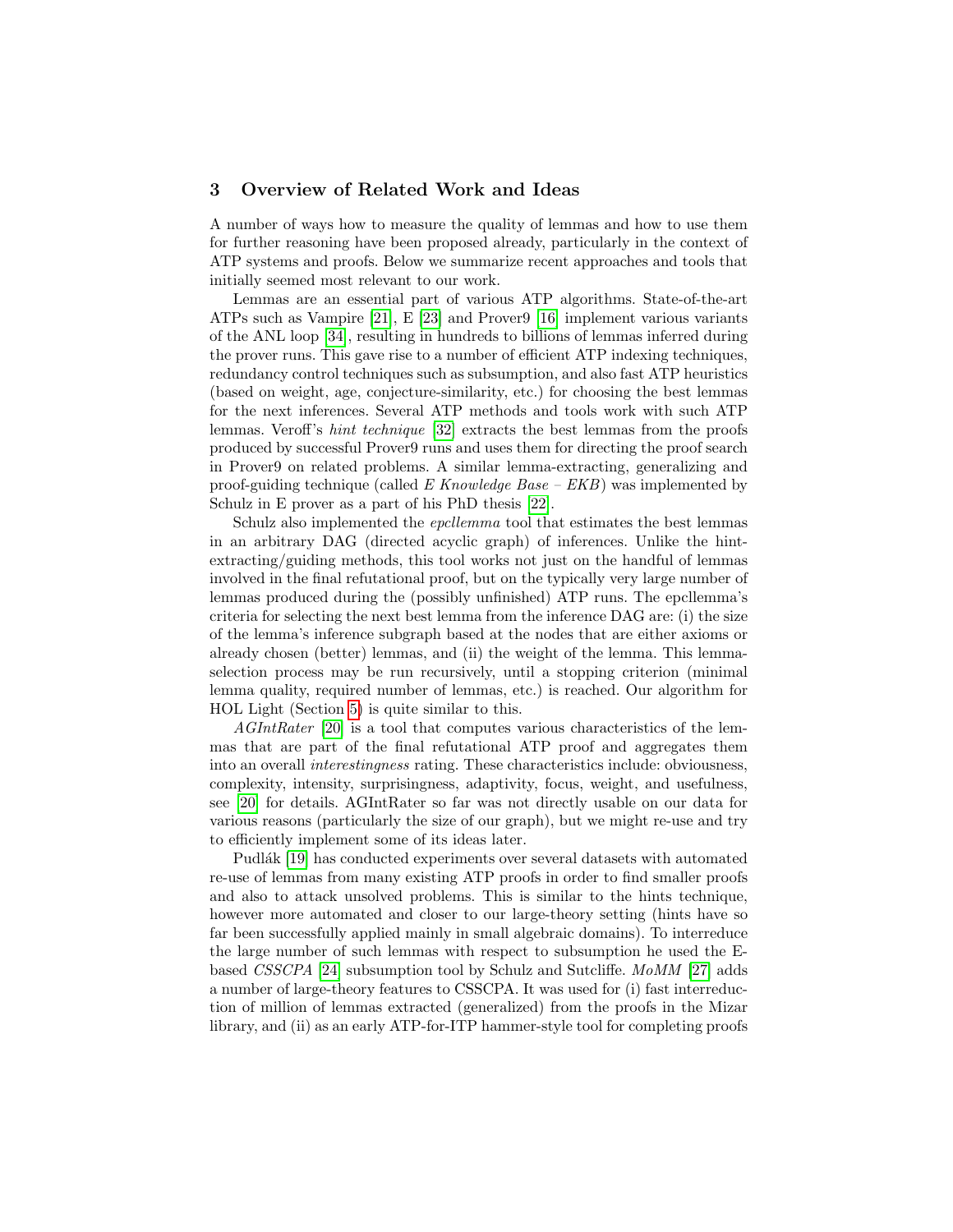## 3 Overview of Related Work and Ideas

A number of ways how to measure the quality of lemmas and how to use them for further reasoning have been proposed already, particularly in the context of ATP systems and proofs. Below we summarize recent approaches and tools that initially seemed most relevant to our work.

Lemmas are an essential part of various ATP algorithms. State-of-the-art ATPs such as Vampire [21], E [23] and Prover9 [16] implement various variants of the ANL loop [34], resulting in hundreds to billions of lemmas inferred during the prover runs. This gave rise to a number of efficient ATP indexing techniques, redundancy control techniques such as subsumption, and also fast ATP heuristics (based on weight, age, conjecture-similarity, etc.) for choosing the best lemmas for the next inferences. Several ATP methods and tools work with such ATP lemmas. Veroff's *hint technique* [32] extracts the best lemmas from the proofs produced by successful Prover9 runs and uses them for directing the proof search in Prover9 on related problems. A similar lemma-extracting, generalizing and proof-guiding technique (called *E Knowledge Base – EKB*) was implemented by Schulz in E prover as a part of his PhD thesis [22].

Schulz also implemented the *epcllemma* tool that estimates the best lemmas in an arbitrary DAG (directed acyclic graph) of inferences. Unlike the hint-extracting/guiding methods, this tool works not just on the handful of lemmas involved in the final refutational proof, but on the typically very large number of lemmas produced during the (possibly unfinished) ATP runs. The epcllemma's criteria for selecting the next best lemma from the inference DAG are: (i) the size of the lemma's inference subgraph based at the nodes that are either axioms or already chosen (better) lemmas, and (ii) the weight of the lemma. This lemma-selection process may be run recursively, until a stopping criterion (minimal lemma quality, required number of lemmas, etc.) is reached. Our algorithm for HOL Light (Section 5) is quite similar to this.

*AGIntRater* [20] is a tool that computes various characteristics of the lemmas that are part of the final refutational ATP proof and aggregates them into an overall *interestingness* rating. These characteristics include: obviousness, complexity, intensity, surprisingness, adaptivity, focus, weight, and usefulness, see [20] for details. AGIntRater so far was not directly usable on our data for various reasons (particularly the size of our graph), but we might re-use and try to efficiently implement some of its ideas later.

Pudlák [19] has conducted experiments over several datasets with automated re-use of lemmas from many existing ATP proofs in order to find smaller proofs and also to attack unsolved problems. This is similar to the hints technique, however more automated and closer to our large-theory setting (hints have so far been successfully applied mainly in small algebraic domains). To interreduce the large number of such lemmas with respect to subsumption he used the E-based *CSSCPA* [24] subsumption tool by Schulz and Sutcliffe. *MoMM* [27] adds a number of large-theory features to CSSCPA. It was used for (i) fast interreduction of million of lemmas extracted (generalized) from the proofs in the Mizar library, and (ii) as an early ATP-for-ITP hammer-style tool for completing proofs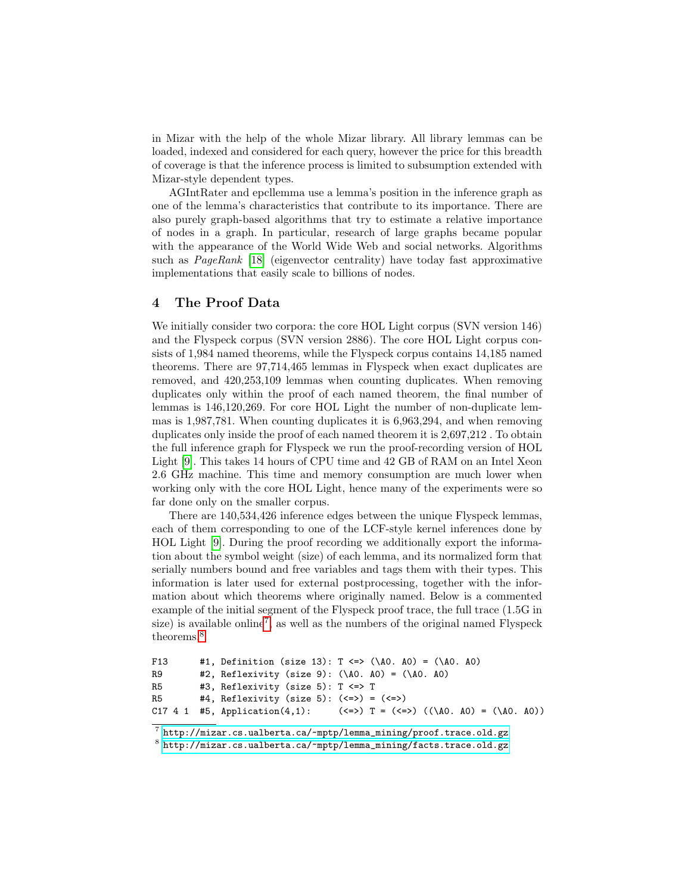in Mizar with the help of the whole Mizar library. All library lemmas can be loaded, indexed and considered for each query, however the price for this breadth of coverage is that the inference process is limited to subsumption extended with Mizar-style dependent types.

AGIntRater and epcllemma use a lemma's position in the inference graph as one of the lemma's characteristics that contribute to its importance. There are also purely graph-based algorithms that try to estimate a relative importance of nodes in a graph. In particular, research of large graphs became popular with the appearance of the World Wide Web and social networks. Algorithms such as *PageRank* [18] (eigenvector centrality) have today fast approximative implementations that easily scale to billions of nodes.

## 4 The Proof Data

We initially consider two corpora: the core HOL Light corpus (SVN version 146) and the Flyspeck corpus (SVN version 2886). The core HOL Light corpus consists of 1,984 named theorems, while the Flyspeck corpus contains 14,185 named theorems. There are 97,714,465 lemmas in Flyspeck when exact duplicates are removed, and 420,253,109 lemmas when counting duplicates. When removing duplicates only within the proof of each named theorem, the final number of lemmas is 146,120,269. For core HOL Light the number of non-duplicate lemmas is 1,987,781. When counting duplicates it is 6,963,294, and when removing duplicates only inside the proof of each named theorem it is 2,697,212 . To obtain the full inference graph for Flyspeck we run the proof-recording version of HOL Light [9]. This takes 14 hours of CPU time and 42 GB of RAM on an Intel Xeon 2.6 GHz machine. This time and memory consumption are much lower when working only with the core HOL Light, hence many of the experiments were so far done only on the smaller corpus.

There are 140,534,426 inference edges between the unique Flyspeck lemmas, each of them corresponding to one of the LCF-style kernel inferences done by HOL Light [9]. During the proof recording we additionally export the information about the symbol weight (size) of each lemma, and its normalized form that serially numbers bound and free variables and tags them with their types. This information is later used for external postprocessing, together with the information about which theorems where originally named. Below is a commented example of the initial segment of the Flyspeck proof trace, the full trace (1.5G in size) is available online[7], as well as the numbers of the original named Flyspeck theorems.[8]

```
F13      #1, Definition (size 13): T <=> (\A0. A0) = (\A0. A0)
R9       #2, Reflexivity (size 9): (\A0. A0) = (\A0. A0)
R5       #3, Reflexivity (size 5): T <=> T
R5       #4, Reflexivity (size 5): (<=>) = (<=>)
C17 4 1  #5, Application(4,1):     (<=>) T = (<=>) ((\A0. A0) = (\A0. A0))
```

[7] http://mizar.cs.ualberta.ca/~mptp/lemma_mining/proof.trace.old.gz

[8] http://mizar.cs.ualberta.ca/~mptp/lemma_mining/facts.trace.old.gz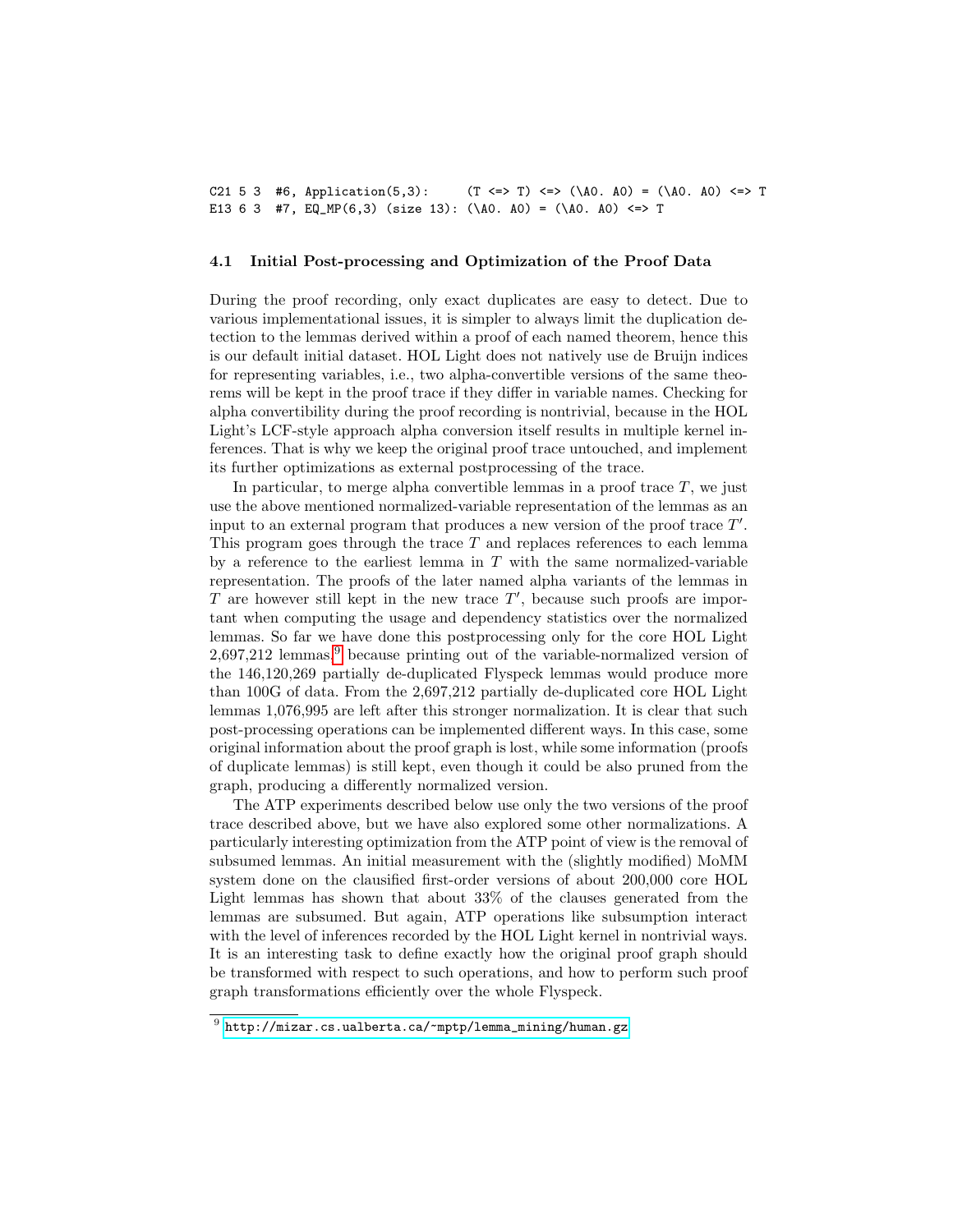```
C21 5 3  #6, Application(5,3):     (T <=> T) <=> (\A0. A0) = (\A0. A0) <=> T
E13 6 3  #7, EQ_MP(6,3) (size 13): (\A0. A0) = (\A0. A0) <=> T
```

### 4.1 Initial Post-processing and Optimization of the Proof Data

During the proof recording, only exact duplicates are easy to detect. Due to various implementational issues, it is simpler to always limit the duplication detection to the lemmas derived within a proof of each named theorem, hence this is our default initial dataset. HOL Light does not natively use de Bruijn indices for representing variables, i.e., two alpha-convertible versions of the same theorems will be kept in the proof trace if they differ in variable names. Checking for alpha convertibility during the proof recording is nontrivial, because in the HOL Light's LCF-style approach alpha conversion itself results in multiple kernel inferences. That is why we keep the original proof trace untouched, and implement its further optimizations as external postprocessing of the trace.

In particular, to merge alpha convertible lemmas in a proof trace $T$, we just use the above mentioned normalized-variable representation of the lemmas as an input to an external program that produces a new version of the proof trace $T'$. This program goes through the trace $T$ and replaces references to each lemma by a reference to the earliest lemma in $T$ with the same normalized-variable representation. The proofs of the later named alpha variants of the lemmas in $T$ are however still kept in the new trace $T'$, because such proofs are important when computing the usage and dependency statistics over the normalized lemmas. So far we have done this postprocessing only for the core HOL Light 2,697,212 lemmas,[9] because printing out of the variable-normalized version of the 146,120,269 partially de-duplicated Flyspeck lemmas would produce more than 100G of data. From the 2,697,212 partially de-duplicated core HOL Light lemmas 1,076,995 are left after this stronger normalization. It is clear that such post-processing operations can be implemented different ways. In this case, some original information about the proof graph is lost, while some information (proofs of duplicate lemmas) is still kept, even though it could be also pruned from the graph, producing a differently normalized version.

The ATP experiments described below use only the two versions of the proof trace described above, but we have also explored some other normalizations. A particularly interesting optimization from the ATP point of view is the removal of subsumed lemmas. An initial measurement with the (slightly modified) MoMM system done on the clausified first-order versions of about 200,000 core HOL Light lemmas has shown that about 33% of the clauses generated from the lemmas are subsumed. But again, ATP operations like subsumption interact with the level of inferences recorded by the HOL Light kernel in nontrivial ways. It is an interesting task to define exactly how the original proof graph should be transformed with respect to such operations, and how to perform such proof graph transformations efficiently over the whole Flyspeck.

[9] http://mizar.cs.ualberta.ca/~mptp/lemma_mining/human.gz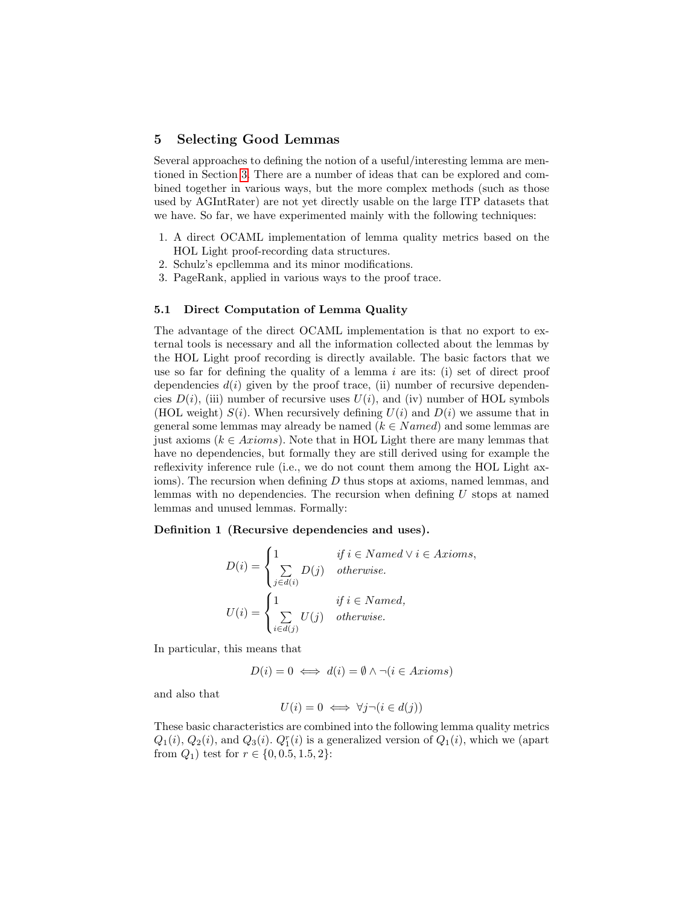## 5 Selecting Good Lemmas

Several approaches to defining the notion of a useful/interesting lemma are mentioned in Section 3. There are a number of ideas that can be explored and combined together in various ways, but the more complex methods (such as those used by AGIntRater) are not yet directly usable on the large ITP datasets that we have. So far, we have experimented mainly with the following techniques:

1. A direct OCAML implementation of lemma quality metrics based on the HOL Light proof-recording data structures.
2. Schulz's epcllemma and its minor modifications.
3. PageRank, applied in various ways to the proof trace.

### 5.1 Direct Computation of Lemma Quality

The advantage of the direct OCAML implementation is that no export to external tools is necessary and all the information collected about the lemmas by the HOL Light proof recording is directly available. The basic factors that we use so far for defining the quality of a lemma $i$ are its: (i) set of direct proof dependencies $d(i)$ given by the proof trace, (ii) number of recursive dependencies $D(i)$, (iii) number of recursive uses $U(i)$, and (iv) number of HOL symbols (HOL weight) $S(i)$. When recursively defining $U(i)$ and $D(i)$ we assume that in general some lemmas may already be named ($k \in Named$) and some lemmas are just axioms ($k \in Axioms$). Note that in HOL Light there are many lemmas that have no dependencies, but formally they are still derived using for example the reflexivity inference rule (i.e., we do not count them among the HOL Light axioms). The recursion when defining $D$ thus stops at axioms, named lemmas, and lemmas with no dependencies. The recursion when defining $U$ stops at named lemmas and unused lemmas. Formally:

**Definition 1 (Recursive dependencies and uses).**

$$D(i) = \begin{cases} 1 & \textit{if } i \in Named \lor i \in Axioms, \\ \sum\limits_{j \in d(i)} D(j) & \textit{otherwise.} \end{cases}$$

$$U(i) = \begin{cases} 1 & \textit{if } i \in Named, \\ \sum\limits_{i \in d(j)} U(j) & \textit{otherwise.} \end{cases}$$

In particular, this means that

$$D(i) = 0 \iff d(i) = \emptyset \land \neg(i \in Axioms)$$

and also that

$$U(i) = 0 \iff \forall j \neg(i \in d(j))$$

These basic characteristics are combined into the following lemma quality metrics $Q_1(i)$, $Q_2(i)$, and $Q_3(i)$. $Q_1^r(i)$ is a generalized version of $Q_1(i)$, which we (apart from $Q_1$) test for $r \in \{0, 0.5, 1.5, 2\}$: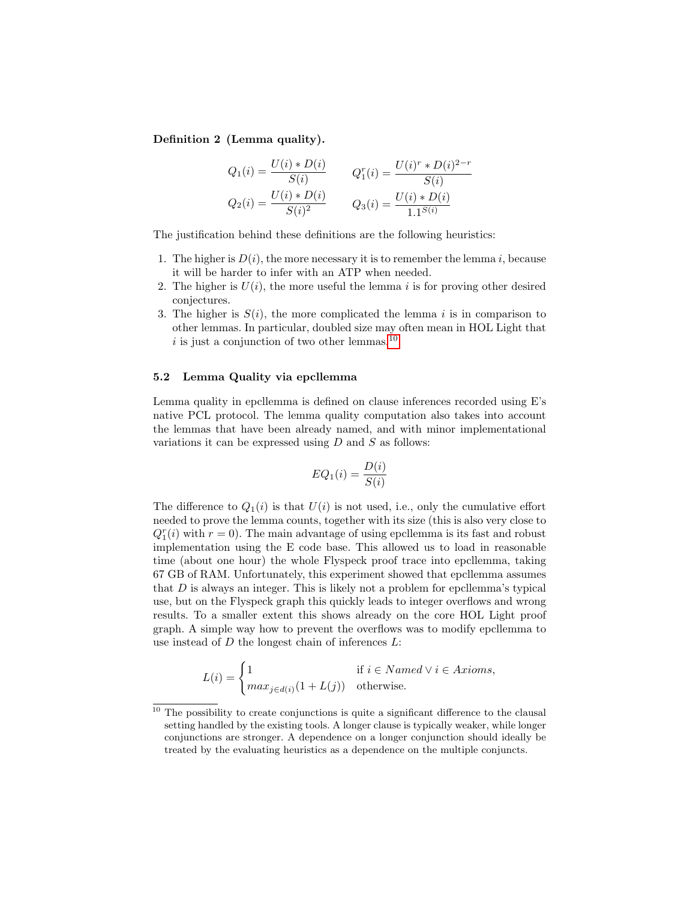**Definition 2 (Lemma quality).**

$$Q_1(i) = \frac{U(i) * D(i)}{S(i)} \qquad Q_1^r(i) = \frac{U(i)^r * D(i)^{2-r}}{S(i)}$$

$$Q_2(i) = \frac{U(i) * D(i)}{S(i)^2} \qquad Q_3(i) = \frac{U(i) * D(i)}{1.1^{S(i)}}$$

The justification behind these definitions are the following heuristics:

1. The higher is $D(i)$, the more necessary it is to remember the lemma $i$, because it will be harder to infer with an ATP when needed.
2. The higher is $U(i)$, the more useful the lemma $i$ is for proving other desired conjectures.
3. The higher is $S(i)$, the more complicated the lemma $i$ is in comparison to other lemmas. In particular, doubled size may often mean in HOL Light that $i$ is just a conjunction of two other lemmas.[10]

### 5.2 Lemma Quality via epcllemma

Lemma quality in epcllemma is defined on clause inferences recorded using E's native PCL protocol. The lemma quality computation also takes into account the lemmas that have been already named, and with minor implementational variations it can be expressed using $D$ and $S$ as follows:

$$EQ_1(i) = \frac{D(i)}{S(i)}$$

The difference to $Q_1(i)$ is that $U(i)$ is not used, i.e., only the cumulative effort needed to prove the lemma counts, together with its size (this is also very close to $Q_1^r(i)$ with $r = 0$). The main advantage of using epcllemma is its fast and robust implementation using the E code base. This allowed us to load in reasonable time (about one hour) the whole Flyspeck proof trace into epcllemma, taking 67 GB of RAM. Unfortunately, this experiment showed that epcllemma assumes that $D$ is always an integer. This is likely not a problem for epcllemma's typical use, but on the Flyspeck graph this quickly leads to integer overflows and wrong results. To a smaller extent this shows already on the core HOL Light proof graph. A simple way how to prevent the overflows was to modify epcllemma to use instead of $D$ the longest chain of inferences $L$:

$$L(i) = \begin{cases} 1 & \text{if } i \in \mathit{Named} \vee i \in \mathit{Axioms}, \\ max_{j \in d(i)}(1 + L(j)) & \text{otherwise.} \end{cases}$$

[10] The possibility to create conjunctions is quite a significant difference to the clausal setting handled by the existing tools. A longer clause is typically weaker, while longer conjunctions are stronger. A dependence on a longer conjunction should ideally be treated by the evaluating heuristics as a dependence on the multiple conjuncts.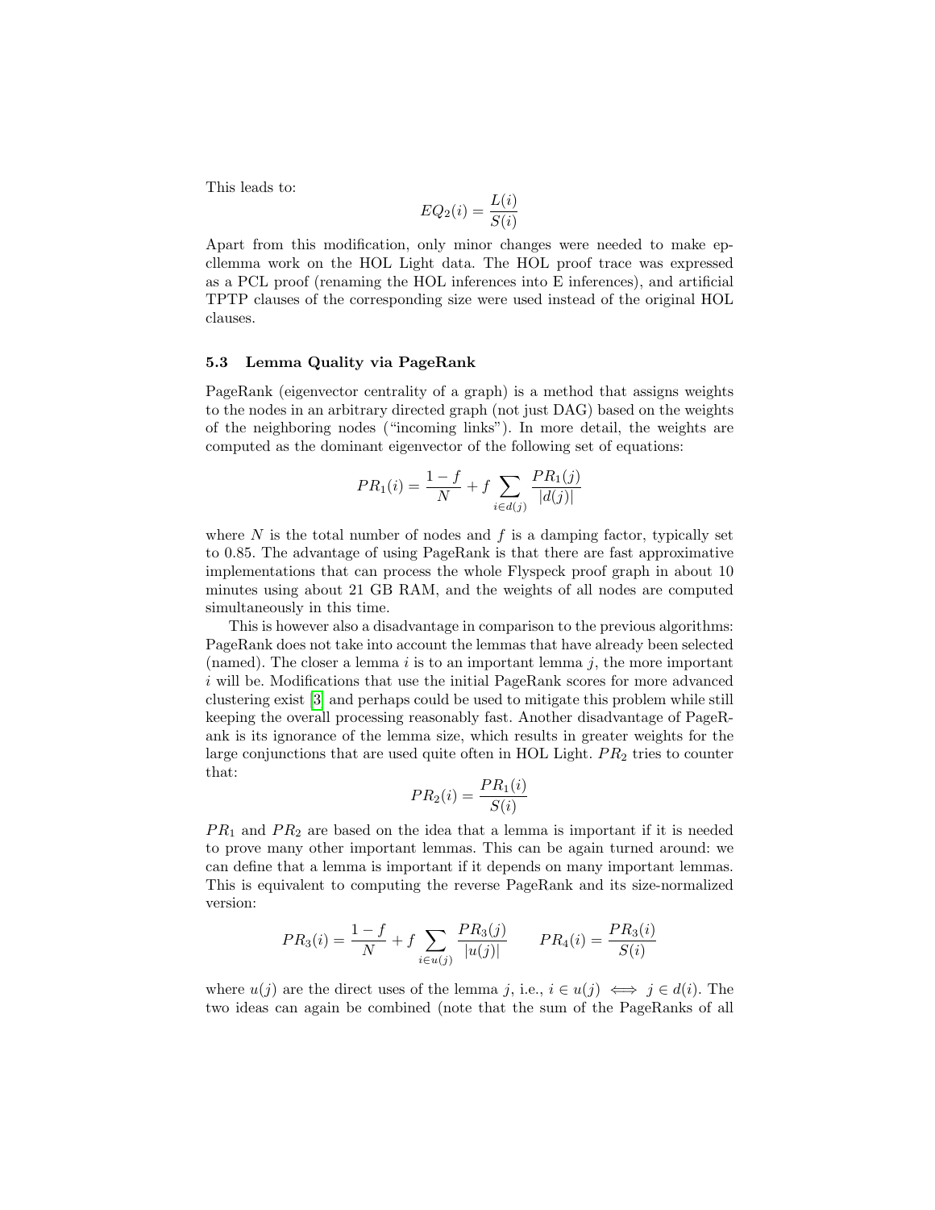This leads to:

$$EQ_2(i) = \frac{L(i)}{S(i)}$$

Apart from this modification, only minor changes were needed to make epcllemma work on the HOL Light data. The HOL proof trace was expressed as a PCL proof (renaming the HOL inferences into E inferences), and artificial TPTP clauses of the corresponding size were used instead of the original HOL clauses.

### 5.3 Lemma Quality via PageRank

PageRank (eigenvector centrality of a graph) is a method that assigns weights to the nodes in an arbitrary directed graph (not just DAG) based on the weights of the neighboring nodes ("incoming links"). In more detail, the weights are computed as the dominant eigenvector of the following set of equations:

$$PR_1(i) = \frac{1-f}{N} + f \sum_{i \in d(j)} \frac{PR_1(j)}{|d(j)|}$$

where $N$ is the total number of nodes and $f$ is a damping factor, typically set to 0.85. The advantage of using PageRank is that there are fast approximative implementations that can process the whole Flyspeck proof graph in about 10 minutes using about 21 GB RAM, and the weights of all nodes are computed simultaneously in this time.

This is however also a disadvantage in comparison to the previous algorithms: PageRank does not take into account the lemmas that have already been selected (named). The closer a lemma $i$ is to an important lemma $j$, the more important $i$ will be. Modifications that use the initial PageRank scores for more advanced clustering exist [3] and perhaps could be used to mitigate this problem while still keeping the overall processing reasonably fast. Another disadvantage of PageRank is its ignorance of the lemma size, which results in greater weights for the large conjunctions that are used quite often in HOL Light. $PR_2$ tries to counter that:

$$PR_2(i) = \frac{PR_1(i)}{S(i)}$$

$PR_1$ and $PR_2$ are based on the idea that a lemma is important if it is needed to prove many other important lemmas. This can be again turned around: we can define that a lemma is important if it depends on many important lemmas. This is equivalent to computing the reverse PageRank and its size-normalized version:

$$PR_3(i) = \frac{1-f}{N} + f \sum_{i \in u(j)} \frac{PR_3(j)}{|u(j)|} \qquad PR_4(i) = \frac{PR_3(i)}{S(i)}$$

where $u(j)$ are the direct uses of the lemma $j$, i.e., $i \in u(j) \iff j \in d(i)$. The two ideas can again be combined (note that the sum of the PageRanks of all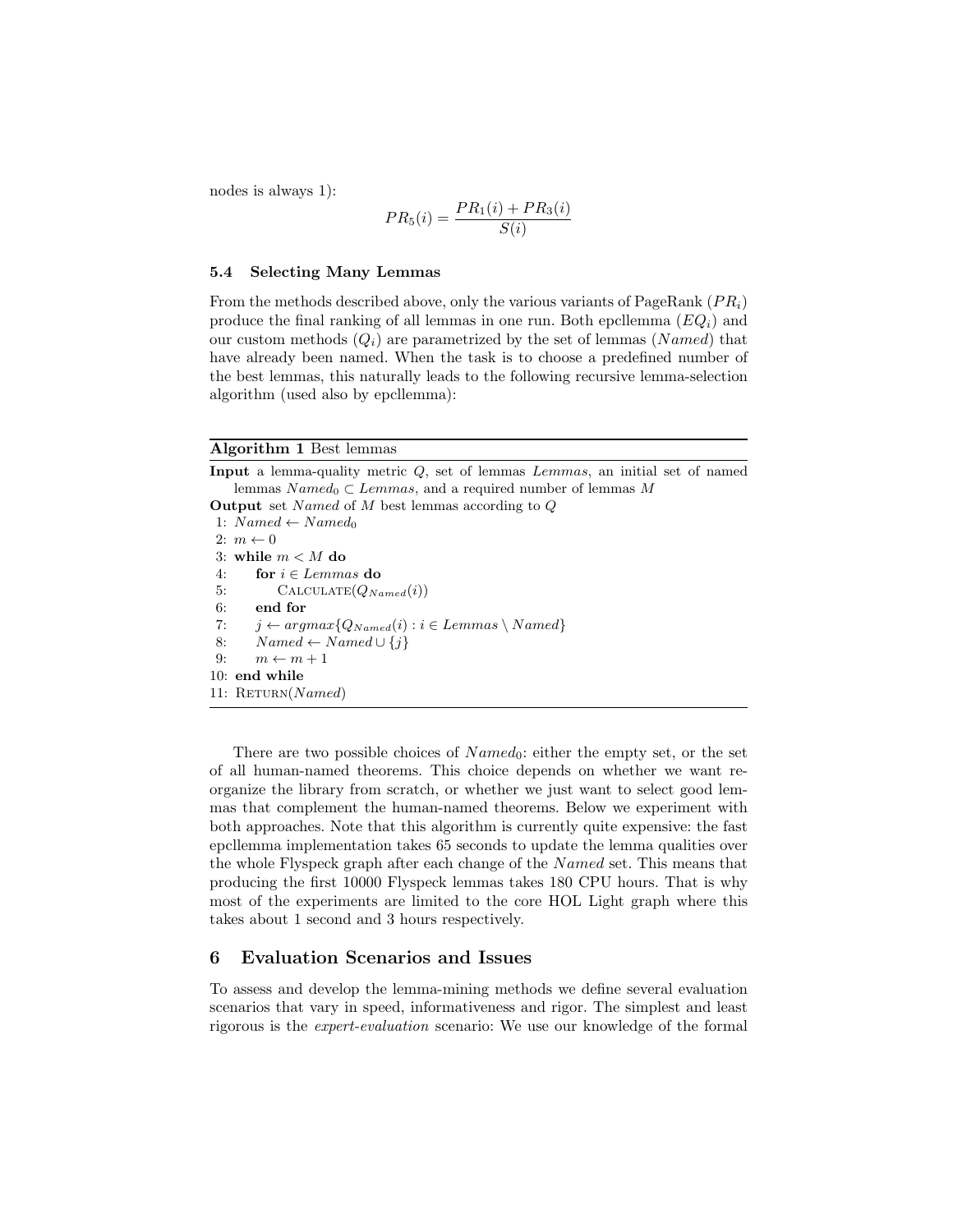nodes is always 1):

$$PR_5(i) = \frac{PR_1(i) + PR_3(i)}{S(i)}$$

### 5.4 Selecting Many Lemmas

From the methods described above, only the various variants of PageRank ($PR_i$) produce the final ranking of all lemmas in one run. Both epcllemma ($EQ_i$) and our custom methods ($Q_i$) are parametrized by the set of lemmas ($Named$) that have already been named. When the task is to choose a predefined number of the best lemmas, this naturally leads to the following recursive lemma-selection algorithm (used also by epcllemma):

**Algorithm 1** Best lemmas

**Input** a lemma-quality metric $Q$, set of lemmas $Lemmas$, an initial set of named lemmas $Named_0 \subset Lemmas$, and a required number of lemmas $M$

**Output** set $Named$ of $M$ best lemmas according to $Q$

```
1: Named ← Named_0
2: m ← 0
3: while m < M do
4:     for i ∈ Lemmas do
5:         CALCULATE(Q_Named(i))
6:     end for
7:     j ← argmax{Q_Named(i) : i ∈ Lemmas \ Named}
8:     Named ← Named ∪ {j}
9:     m ← m + 1
10: end while
11: RETURN(Named)
```

There are two possible choices of $Named_0$: either the empty set, or the set of all human-named theorems. This choice depends on whether we want reorganize the library from scratch, or whether we just want to select good lemmas that complement the human-named theorems. Below we experiment with both approaches. Note that this algorithm is currently quite expensive: the fast epcllemma implementation takes 65 seconds to update the lemma qualities over the whole Flyspeck graph after each change of the $Named$ set. This means that producing the first 10000 Flyspeck lemmas takes 180 CPU hours. That is why most of the experiments are limited to the core HOL Light graph where this takes about 1 second and 3 hours respectively.

## 6 Evaluation Scenarios and Issues

To assess and develop the lemma-mining methods we define several evaluation scenarios that vary in speed, informativeness and rigor. The simplest and least rigorous is the *expert-evaluation* scenario: We use our knowledge of the formal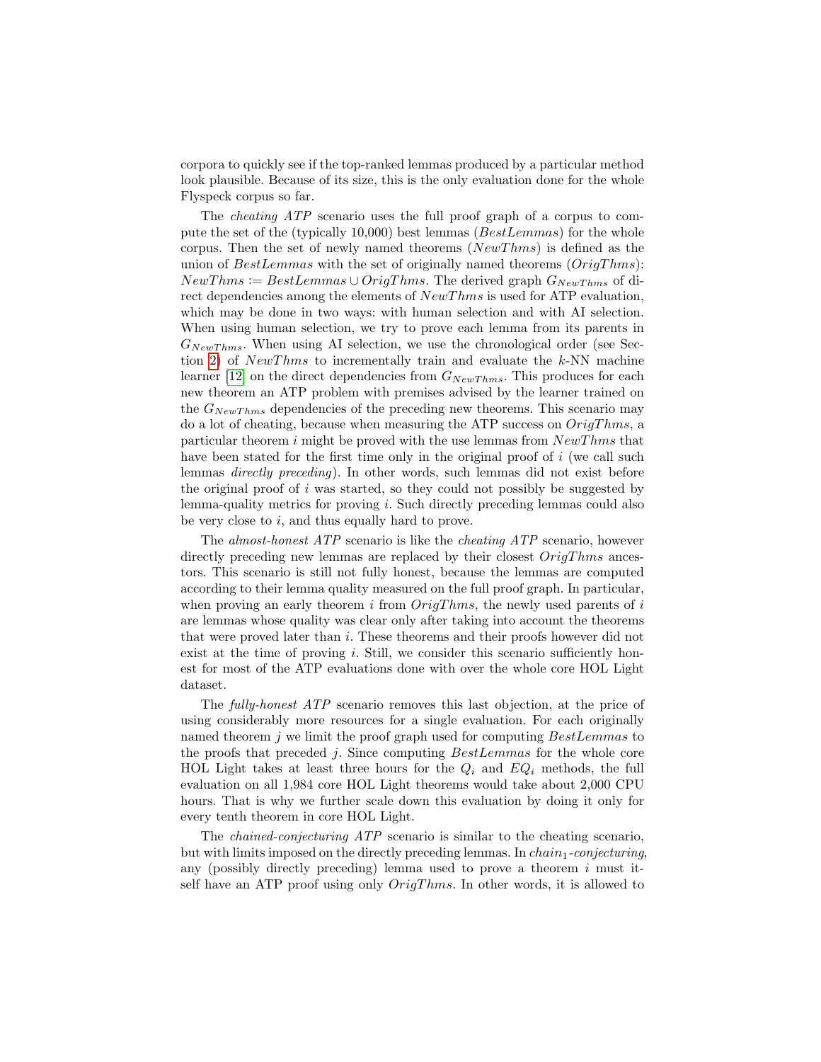corpora to quickly see if the top-ranked lemmas produced by a particular method look plausible. Because of its size, this is the only evaluation done for the whole Flyspeck corpus so far.

The *cheating ATP* scenario uses the full proof graph of a corpus to compute the set of the (typically 10,000) best lemmas ($BestLemmas$) for the whole corpus. Then the set of newly named theorems ($NewThms$) is defined as the union of $BestLemmas$ with the set of originally named theorems ($OrigThms$): $NewThms := BestLemmas \cup OrigThms$. The derived graph $G_{NewThms}$ of direct dependencies among the elements of $NewThms$ is used for ATP evaluation, which may be done in two ways: with human selection and with AI selection. When using human selection, we try to prove each lemma from its parents in $G_{NewThms}$. When using AI selection, we use the chronological order (see Section 2) of $NewThms$ to incrementally train and evaluate the $k$-NN machine learner [12] on the direct dependencies from $G_{NewThms}$. This produces for each new theorem an ATP problem with premises advised by the learner trained on the $G_{NewThms}$ dependencies of the preceding new theorems. This scenario may do a lot of cheating, because when measuring the ATP success on $OrigThms$, a particular theorem $i$ might be proved with the use lemmas from $NewThms$ that have been stated for the first time only in the original proof of $i$ (we call such lemmas *directly preceding*). In other words, such lemmas did not exist before the original proof of $i$ was started, so they could not possibly be suggested by lemma-quality metrics for proving $i$. Such directly preceding lemmas could also be very close to $i$, and thus equally hard to prove.

The *almost-honest ATP* scenario is like the *cheating ATP* scenario, however directly preceding new lemmas are replaced by their closest $OrigThms$ ancestors. This scenario is still not fully honest, because the lemmas are computed according to their lemma quality measured on the full proof graph. In particular, when proving an early theorem $i$ from $OrigThms$, the newly used parents of $i$ are lemmas whose quality was clear only after taking into account the theorems that were proved later than $i$. These theorems and their proofs however did not exist at the time of proving $i$. Still, we consider this scenario sufficiently honest for most of the ATP evaluations done with over the whole core HOL Light dataset.

The *fully-honest ATP* scenario removes this last objection, at the price of using considerably more resources for a single evaluation. For each originally named theorem $j$ we limit the proof graph used for computing $BestLemmas$ to the proofs that preceded $j$. Since computing $BestLemmas$ for the whole core HOL Light takes at least three hours for the $Q_i$ and $EQ_i$ methods, the full evaluation on all 1,984 core HOL Light theorems would take about 2,000 CPU hours. That is why we further scale down this evaluation by doing it only for every tenth theorem in core HOL Light.

The *chained-conjecturing ATP* scenario is similar to the cheating scenario, but with limits imposed on the directly preceding lemmas. In *$chain_1$-conjecturing*, any (possibly directly preceding) lemma used to prove a theorem $i$ must itself have an ATP proof using only $OrigThms$. In other words, it is allowed to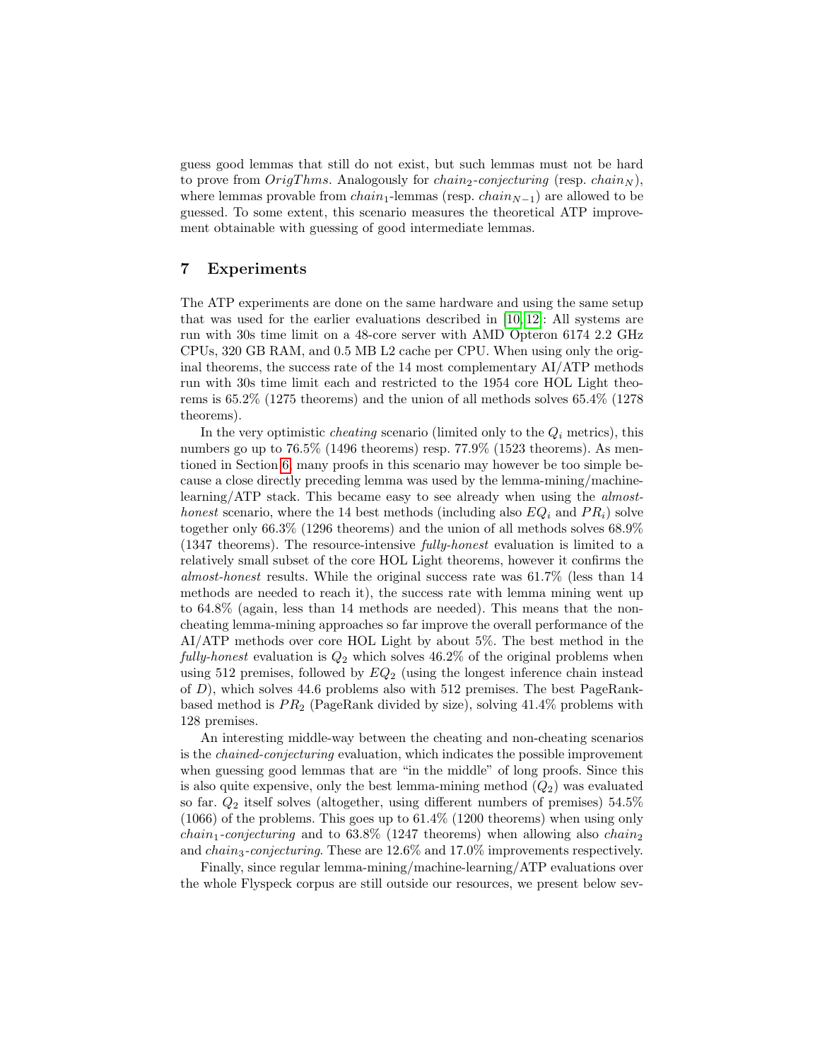guess good lemmas that still do not exist, but such lemmas must not be hard to prove from $OrigThms$. Analogously for $chain_2$-*conjecturing* (resp. $chain_N$), where lemmas provable from $chain_1$-lemmas (resp. $chain_{N-1}$) are allowed to be guessed. To some extent, this scenario measures the theoretical ATP improvement obtainable with guessing of good intermediate lemmas.

## 7 Experiments

The ATP experiments are done on the same hardware and using the same setup that was used for the earlier evaluations described in [10, 12]: All systems are run with 30s time limit on a 48-core server with AMD Opteron 6174 2.2 GHz CPUs, 320 GB RAM, and 0.5 MB L2 cache per CPU. When using only the original theorems, the success rate of the 14 most complementary AI/ATP methods run with 30s time limit each and restricted to the 1954 core HOL Light theorems is 65.2% (1275 theorems) and the union of all methods solves 65.4% (1278 theorems).

In the very optimistic *cheating* scenario (limited only to the $Q_i$ metrics), this numbers go up to 76.5% (1496 theorems) resp. 77.9% (1523 theorems). As mentioned in Section 6, many proofs in this scenario may however be too simple because a close directly preceding lemma was used by the lemma-mining/machine-learning/ATP stack. This became easy to see already when using the *almost-honest* scenario, where the 14 best methods (including also $EQ_i$ and $PR_i$) solve together only 66.3% (1296 theorems) and the union of all methods solves 68.9% (1347 theorems). The resource-intensive *fully-honest* evaluation is limited to a relatively small subset of the core HOL Light theorems, however it confirms the *almost-honest* results. While the original success rate was 61.7% (less than 14 methods are needed to reach it), the success rate with lemma mining went up to 64.8% (again, less than 14 methods are needed). This means that the non-cheating lemma-mining approaches so far improve the overall performance of the AI/ATP methods over core HOL Light by about 5%. The best method in the *fully-honest* evaluation is $Q_2$ which solves 46.2% of the original problems when using 512 premises, followed by $EQ_2$ (using the longest inference chain instead of $D$), which solves 44.6 problems also with 512 premises. The best PageRank-based method is $PR_2$ (PageRank divided by size), solving 41.4% problems with 128 premises.

An interesting middle-way between the cheating and non-cheating scenarios is the *chained-conjecturing* evaluation, which indicates the possible improvement when guessing good lemmas that are "in the middle" of long proofs. Since this is also quite expensive, only the best lemma-mining method ($Q_2$) was evaluated so far. $Q_2$ itself solves (altogether, using different numbers of premises) 54.5% (1066) of the problems. This goes up to 61.4% (1200 theorems) when using only $chain_1$-*conjecturing* and to 63.8% (1247 theorems) when allowing also $chain_2$ and $chain_3$-*conjecturing*. These are 12.6% and 17.0% improvements respectively.

Finally, since regular lemma-mining/machine-learning/ATP evaluations over the whole Flyspeck corpus are still outside our resources, we present below sev-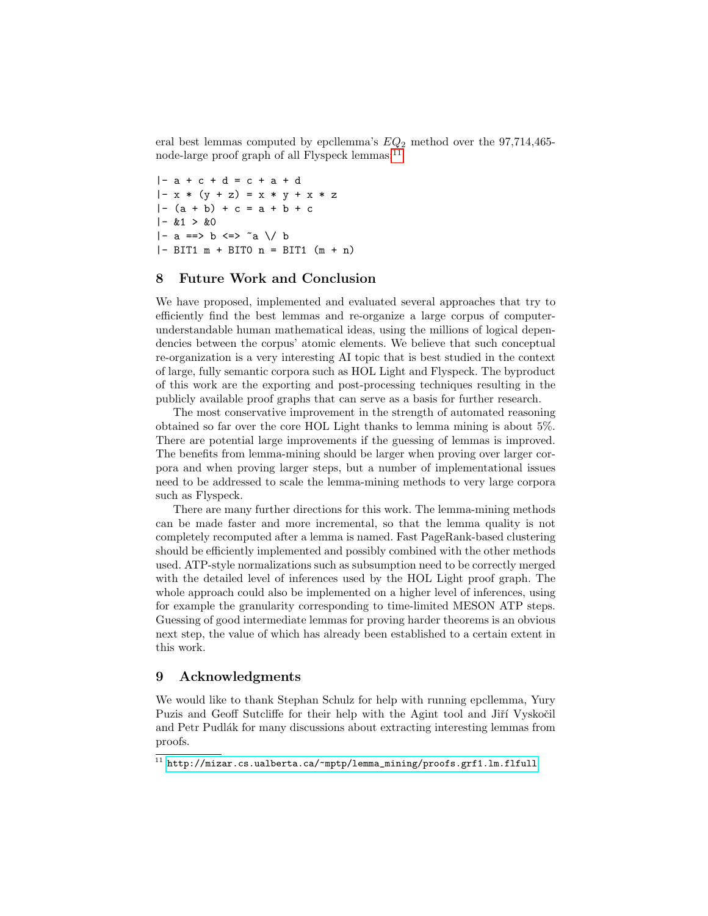eral best lemmas computed by epcllemma's $EQ_2$ method over the 97,714,465-node-large proof graph of all Flyspeck lemmas:[11]

```
|- a + c + d = c + a + d
|- x * (y + z) = x * y + x * z
|- (a + b) + c = a + b + c
|- &1 > &0
|- a ==> b <=> ~a \/ b
|- BIT1 m + BIT0 n = BIT1 (m + n)
```

## 8 Future Work and Conclusion

We have proposed, implemented and evaluated several approaches that try to efficiently find the best lemmas and re-organize a large corpus of computer-understandable human mathematical ideas, using the millions of logical dependencies between the corpus' atomic elements. We believe that such conceptual re-organization is a very interesting AI topic that is best studied in the context of large, fully semantic corpora such as HOL Light and Flyspeck. The byproduct of this work are the exporting and post-processing techniques resulting in the publicly available proof graphs that can serve as a basis for further research.

The most conservative improvement in the strength of automated reasoning obtained so far over the core HOL Light thanks to lemma mining is about 5%. There are potential large improvements if the guessing of lemmas is improved. The benefits from lemma-mining should be larger when proving over larger corpora and when proving larger steps, but a number of implementational issues need to be addressed to scale the lemma-mining methods to very large corpora such as Flyspeck.

There are many further directions for this work. The lemma-mining methods can be made faster and more incremental, so that the lemma quality is not completely recomputed after a lemma is named. Fast PageRank-based clustering should be efficiently implemented and possibly combined with the other methods used. ATP-style normalizations such as subsumption need to be correctly merged with the detailed level of inferences used by the HOL Light proof graph. The whole approach could also be implemented on a higher level of inferences, using for example the granularity corresponding to time-limited MESON ATP steps. Guessing of good intermediate lemmas for proving harder theorems is an obvious next step, the value of which has already been established to a certain extent in this work.

## 9 Acknowledgments

We would like to thank Stephan Schulz for help with running epcllemma, Yury Puzis and Geoff Sutcliffe for their help with the Agint tool and Jiří Vyskočil and Petr Pudlák for many discussions about extracting interesting lemmas from proofs.

[11] http://mizar.cs.ualberta.ca/~mptp/lemma_mining/proofs.grf1.lm.flfull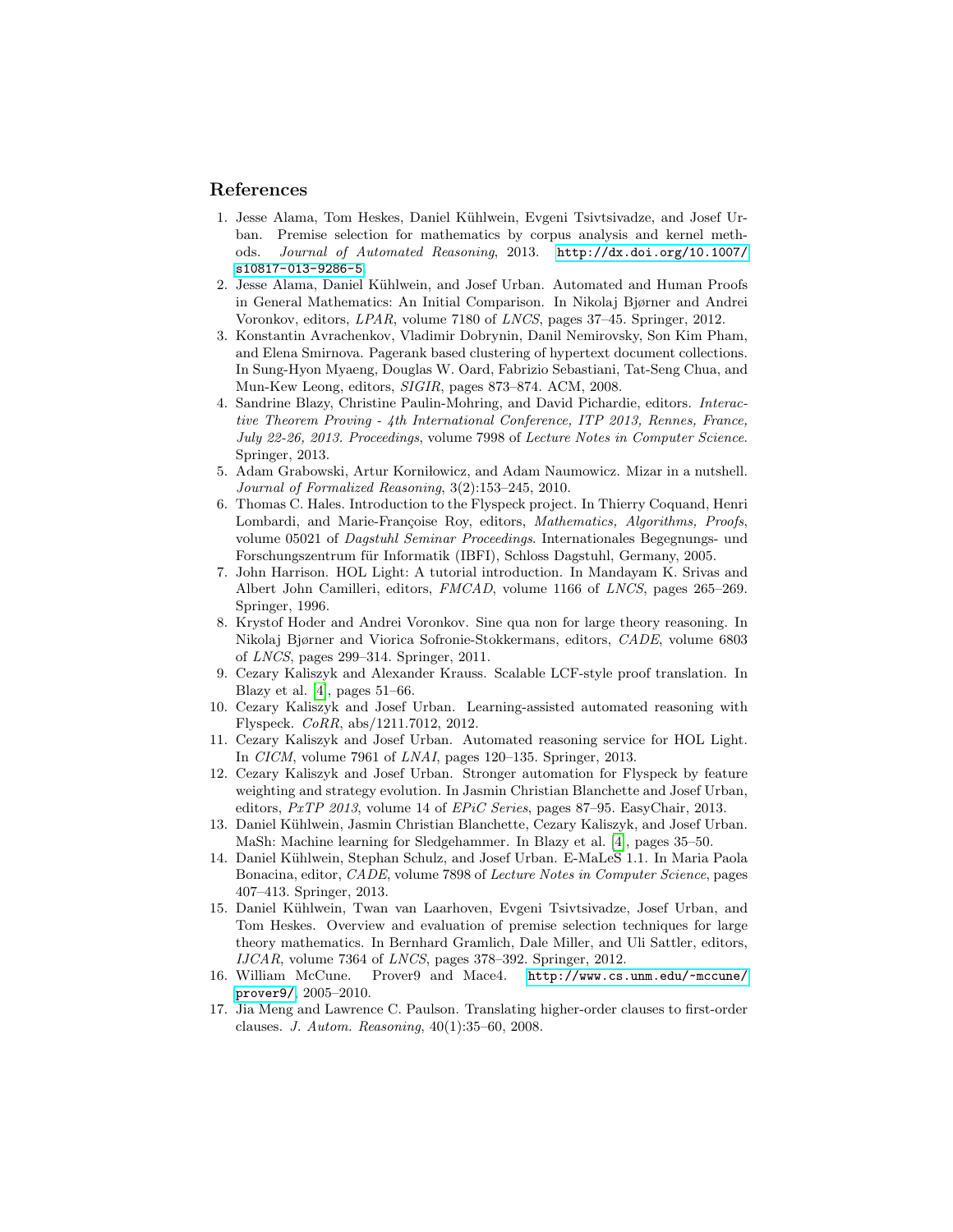## References

1. Jesse Alama, Tom Heskes, Daniel Kühlwein, Evgeni Tsivtsivadze, and Josef Urban. Premise selection for mathematics by corpus analysis and kernel methods. *Journal of Automated Reasoning*, 2013. http://dx.doi.org/10.1007/s10817-013-9286-5.
2. Jesse Alama, Daniel Kühlwein, and Josef Urban. Automated and Human Proofs in General Mathematics: An Initial Comparison. In Nikolaj Bjørner and Andrei Voronkov, editors, *LPAR*, volume 7180 of *LNCS*, pages 37–45. Springer, 2012.
3. Konstantin Avrachenkov, Vladimir Dobrynin, Danil Nemirovsky, Son Kim Pham, and Elena Smirnova. Pagerank based clustering of hypertext document collections. In Sung-Hyon Myaeng, Douglas W. Oard, Fabrizio Sebastiani, Tat-Seng Chua, and Mun-Kew Leong, editors, *SIGIR*, pages 873–874. ACM, 2008.
4. Sandrine Blazy, Christine Paulin-Mohring, and David Pichardie, editors. *Interactive Theorem Proving - 4th International Conference, ITP 2013, Rennes, France, July 22-26, 2013. Proceedings*, volume 7998 of *Lecture Notes in Computer Science*. Springer, 2013.
5. Adam Grabowski, Artur Korniłowicz, and Adam Naumowicz. Mizar in a nutshell. *Journal of Formalized Reasoning*, 3(2):153–245, 2010.
6. Thomas C. Hales. Introduction to the Flyspeck project. In Thierry Coquand, Henri Lombardi, and Marie-Françoise Roy, editors, *Mathematics, Algorithms, Proofs*, volume 05021 of *Dagstuhl Seminar Proceedings*. Internationales Begegnungs- und Forschungszentrum für Informatik (IBFI), Schloss Dagstuhl, Germany, 2005.
7. John Harrison. HOL Light: A tutorial introduction. In Mandayam K. Srivas and Albert John Camilleri, editors, *FMCAD*, volume 1166 of *LNCS*, pages 265–269. Springer, 1996.
8. Krystof Hoder and Andrei Voronkov. Sine qua non for large theory reasoning. In Nikolaj Bjørner and Viorica Sofronie-Stokkermans, editors, *CADE*, volume 6803 of *LNCS*, pages 299–314. Springer, 2011.
9. Cezary Kaliszyk and Alexander Krauss. Scalable LCF-style proof translation. In Blazy et al. [4], pages 51–66.
10. Cezary Kaliszyk and Josef Urban. Learning-assisted automated reasoning with Flyspeck. *CoRR*, abs/1211.7012, 2012.
11. Cezary Kaliszyk and Josef Urban. Automated reasoning service for HOL Light. In *CICM*, volume 7961 of *LNAI*, pages 120–135. Springer, 2013.
12. Cezary Kaliszyk and Josef Urban. Stronger automation for Flyspeck by feature weighting and strategy evolution. In Jasmin Christian Blanchette and Josef Urban, editors, *PxTP 2013*, volume 14 of *EPiC Series*, pages 87–95. EasyChair, 2013.
13. Daniel Kühlwein, Jasmin Christian Blanchette, Cezary Kaliszyk, and Josef Urban. MaSh: Machine learning for Sledgehammer. In Blazy et al. [4], pages 35–50.
14. Daniel Kühlwein, Stephan Schulz, and Josef Urban. E-MaLeS 1.1. In Maria Paola Bonacina, editor, *CADE*, volume 7898 of *Lecture Notes in Computer Science*, pages 407–413. Springer, 2013.
15. Daniel Kühlwein, Twan van Laarhoven, Evgeni Tsivtsivadze, Josef Urban, and Tom Heskes. Overview and evaluation of premise selection techniques for large theory mathematics. In Bernhard Gramlich, Dale Miller, and Uli Sattler, editors, *IJCAR*, volume 7364 of *LNCS*, pages 378–392. Springer, 2012.
16. William McCune. Prover9 and Mace4. http://www.cs.unm.edu/~mccune/prover9/, 2005–2010.
17. Jia Meng and Lawrence C. Paulson. Translating higher-order clauses to first-order clauses. *J. Autom. Reasoning*, 40(1):35–60, 2008.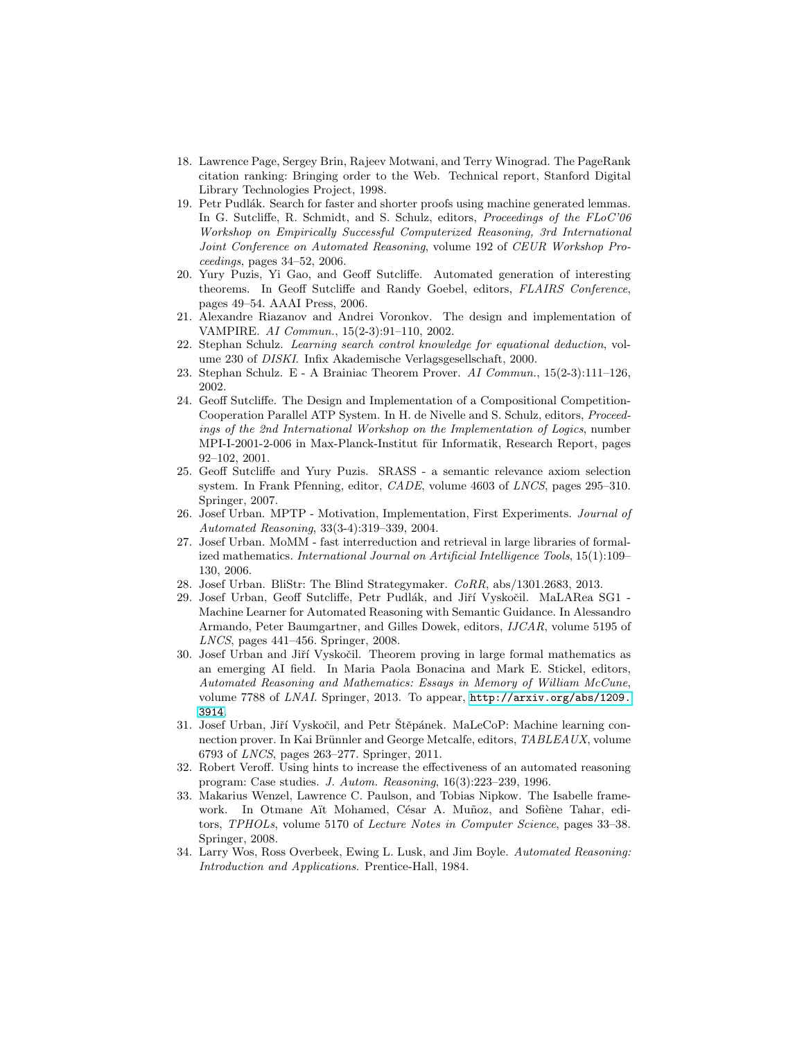18. Lawrence Page, Sergey Brin, Rajeev Motwani, and Terry Winograd. The PageRank citation ranking: Bringing order to the Web. Technical report, Stanford Digital Library Technologies Project, 1998.
19. Petr Pudlák. Search for faster and shorter proofs using machine generated lemmas. In G. Sutcliffe, R. Schmidt, and S. Schulz, editors, *Proceedings of the FLoC'06 Workshop on Empirically Successful Computerized Reasoning, 3rd International Joint Conference on Automated Reasoning*, volume 192 of *CEUR Workshop Proceedings*, pages 34–52, 2006.
20. Yury Puzis, Yi Gao, and Geoff Sutcliffe. Automated generation of interesting theorems. In Geoff Sutcliffe and Randy Goebel, editors, *FLAIRS Conference*, pages 49–54. AAAI Press, 2006.
21. Alexandre Riazanov and Andrei Voronkov. The design and implementation of VAMPIRE. *AI Commun.*, 15(2-3):91–110, 2002.
22. Stephan Schulz. *Learning search control knowledge for equational deduction*, volume 230 of *DISKI*. Infix Akademische Verlagsgesellschaft, 2000.
23. Stephan Schulz. E - A Brainiac Theorem Prover. *AI Commun.*, 15(2-3):111–126, 2002.
24. Geoff Sutcliffe. The Design and Implementation of a Compositional Competition-Cooperation Parallel ATP System. In H. de Nivelle and S. Schulz, editors, *Proceedings of the 2nd International Workshop on the Implementation of Logics*, number MPI-I-2001-2-006 in Max-Planck-Institut für Informatik, Research Report, pages 92–102, 2001.
25. Geoff Sutcliffe and Yury Puzis. SRASS - a semantic relevance axiom selection system. In Frank Pfenning, editor, *CADE*, volume 4603 of *LNCS*, pages 295–310. Springer, 2007.
26. Josef Urban. MPTP - Motivation, Implementation, First Experiments. *Journal of Automated Reasoning*, 33(3-4):319–339, 2004.
27. Josef Urban. MoMM - fast interreduction and retrieval in large libraries of formalized mathematics. *International Journal on Artificial Intelligence Tools*, 15(1):109–130, 2006.
28. Josef Urban. BliStr: The Blind Strategymaker. *CoRR*, abs/1301.2683, 2013.
29. Josef Urban, Geoff Sutcliffe, Petr Pudlák, and Jiří Vyskočil. MaLARea SG1 - Machine Learner for Automated Reasoning with Semantic Guidance. In Alessandro Armando, Peter Baumgartner, and Gilles Dowek, editors, *IJCAR*, volume 5195 of *LNCS*, pages 441–456. Springer, 2008.
30. Josef Urban and Jiří Vyskočil. Theorem proving in large formal mathematics as an emerging AI field. In Maria Paola Bonacina and Mark E. Stickel, editors, *Automated Reasoning and Mathematics: Essays in Memory of William McCune*, volume 7788 of *LNAI*. Springer, 2013. To appear, http://arxiv.org/abs/1209.3914.
31. Josef Urban, Jiří Vyskočil, and Petr Štěpánek. MaLeCoP: Machine learning connection prover. In Kai Brünnler and George Metcalfe, editors, *TABLEAUX*, volume 6793 of *LNCS*, pages 263–277. Springer, 2011.
32. Robert Veroff. Using hints to increase the effectiveness of an automated reasoning program: Case studies. *J. Autom. Reasoning*, 16(3):223–239, 1996.
33. Makarius Wenzel, Lawrence C. Paulson, and Tobias Nipkow. The Isabelle framework. In Otmane Aït Mohamed, César A. Muñoz, and Sofiène Tahar, editors, *TPHOLs*, volume 5170 of *Lecture Notes in Computer Science*, pages 33–38. Springer, 2008.
34. Larry Wos, Ross Overbeek, Ewing L. Lusk, and Jim Boyle. *Automated Reasoning: Introduction and Applications*. Prentice-Hall, 1984.